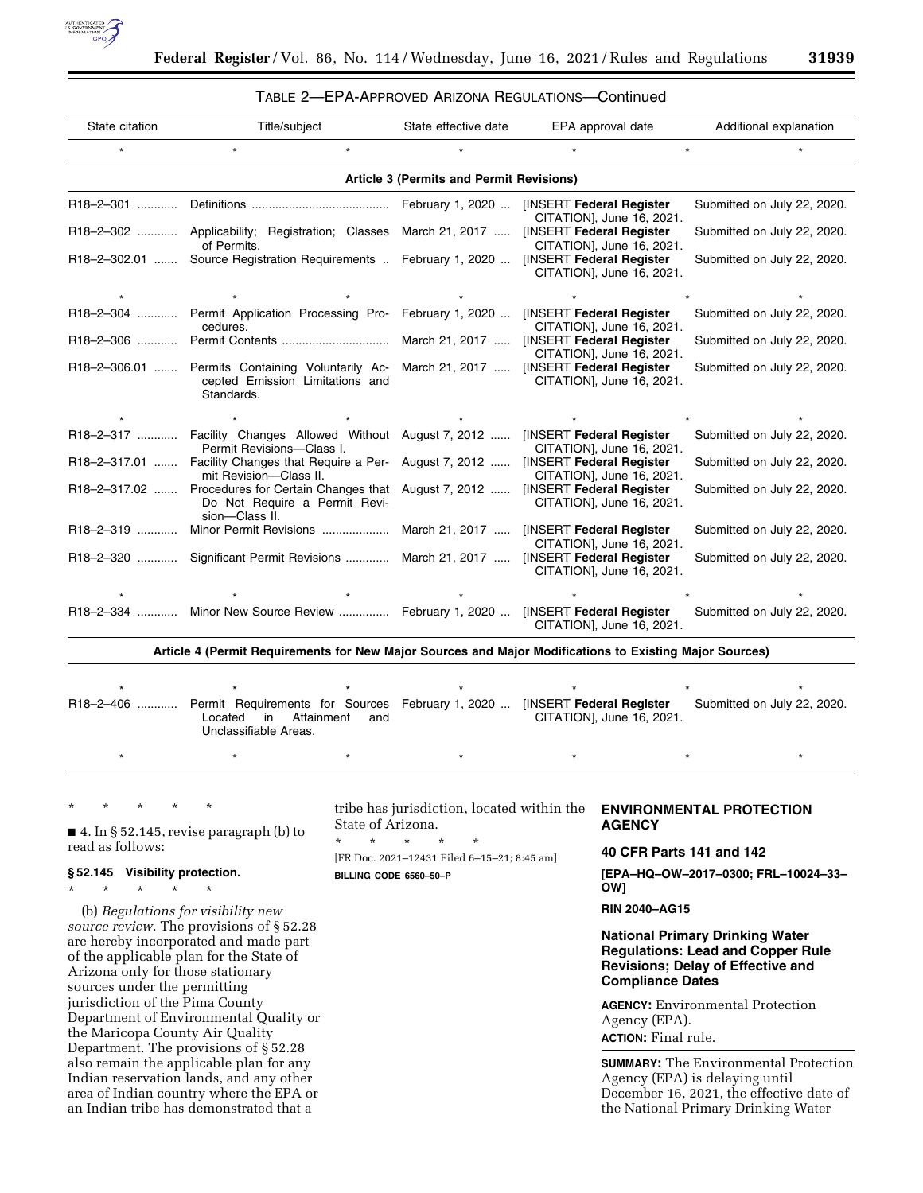TABLE 2—EPA-APPROVED ARIZONA REGULATIONS—Continued

| State citation | Title/subject | State effective date | EPA approval date | Additional explanation |
| --- | --- | --- | --- | --- |
| * | * | * | * | * |
| **Article 3 (Permits and Permit Revisions)** | | | | |
| R18–2–301 | Definitions | February 1, 2020 | [INSERT **Federal Register** CITATION], June 16, 2021. | Submitted on July 22, 2020. |
| R18–2–302 | Applicability; Registration; Classes of Permits. | March 21, 2017 | [INSERT **Federal Register** CITATION], June 16, 2021. | Submitted on July 22, 2020. |
| R18–2–302.01 | Source Registration Requirements | February 1, 2020 | [INSERT **Federal Register** CITATION], June 16, 2021. | Submitted on July 22, 2020. |
| * | * | * | * | * |
| R18–2–304 | Permit Application Processing Procedures. | February 1, 2020 | [INSERT **Federal Register** CITATION], June 16, 2021. | Submitted on July 22, 2020. |
| R18–2–306 | Permit Contents | March 21, 2017 | [INSERT **Federal Register** CITATION], June 16, 2021. | Submitted on July 22, 2020. |
| R18–2–306.01 | Permits Containing Voluntarily Accepted Emission Limitations and Standards. | March 21, 2017 | [INSERT **Federal Register** CITATION], June 16, 2021. | Submitted on July 22, 2020. |
| * | * | * | * | * |
| R18–2–317 | Facility Changes Allowed Without Permit Revisions—Class I. | August 7, 2012 | [INSERT **Federal Register** CITATION], June 16, 2021. | Submitted on July 22, 2020. |
| R18–2–317.01 | Facility Changes that Require a Permit Revision—Class II. | August 7, 2012 | [INSERT **Federal Register** CITATION], June 16, 2021. | Submitted on July 22, 2020. |
| R18–2–317.02 | Procedures for Certain Changes that Do Not Require a Permit Revision—Class II. | August 7, 2012 | [INSERT **Federal Register** CITATION], June 16, 2021. | Submitted on July 22, 2020. |
| R18–2–319 | Minor Permit Revisions | March 21, 2017 | [INSERT **Federal Register** CITATION], June 16, 2021. | Submitted on July 22, 2020. |
| R18–2–320 | Significant Permit Revisions | March 21, 2017 | [INSERT **Federal Register** CITATION], June 16, 2021. | Submitted on July 22, 2020. |
| * | * | * | * | * |
| R18–2–334 | Minor New Source Review | February 1, 2020 | [INSERT **Federal Register** CITATION], June 16, 2021. | Submitted on July 22, 2020. |
| **Article 4 (Permit Requirements for New Major Sources and Major Modifications to Existing Major Sources)** | | | | |
| * | * | * | * | * |
| R18–2–406 | Permit Requirements for Sources Located in Attainment and Unclassifiable Areas. | February 1, 2020 | [INSERT **Federal Register** CITATION], June 16, 2021. | Submitted on July 22, 2020. |
| * | * | * | * | * |

\* \* \* \* \*

■ 4. In § 52.145, revise paragraph (b) to read as follows:

**§ 52.145 Visibility protection.**

\* \* \* \* \*

(b) *Regulations for visibility new source review.* The provisions of § 52.28 are hereby incorporated and made part of the applicable plan for the State of Arizona only for those stationary sources under the permitting jurisdiction of the Pima County Department of Environmental Quality or the Maricopa County Air Quality Department. The provisions of § 52.28 also remain the applicable plan for any Indian reservation lands, and any other area of Indian country where the EPA or an Indian tribe has demonstrated that a tribe has jurisdiction, located within the State of Arizona.

\* \* \* \* \*

[FR Doc. 2021–12431 Filed 6–15–21; 8:45 am]

**BILLING CODE 6560–50–P**

## ENVIRONMENTAL PROTECTION AGENCY

### 40 CFR Parts 141 and 142

**[EPA–HQ–OW–2017–0300; FRL–10024–33–OW]**

**RIN 2040–AG15**

### National Primary Drinking Water Regulations: Lead and Copper Rule Revisions; Delay of Effective and Compliance Dates

**AGENCY:** Environmental Protection Agency (EPA).

**ACTION:** Final rule.

**SUMMARY:** The Environmental Protection Agency (EPA) is delaying until December 16, 2021, the effective date of the National Primary Drinking Water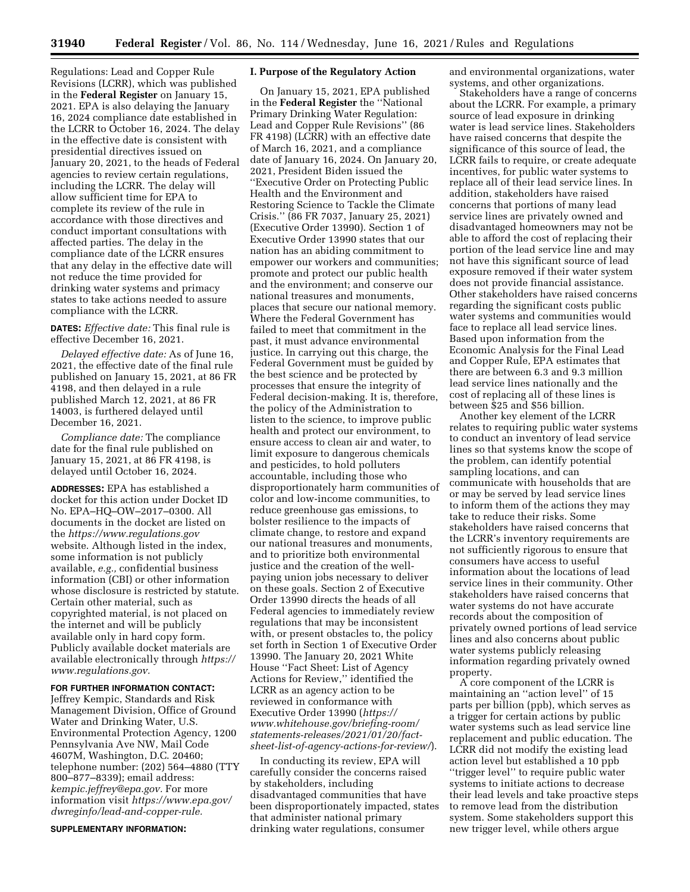Regulations: Lead and Copper Rule Revisions (LCRR), which was published in the **Federal Register** on January 15, 2021. EPA is also delaying the January 16, 2024 compliance date established in the LCRR to October 16, 2024. The delay in the effective date is consistent with presidential directives issued on January 20, 2021, to the heads of Federal agencies to review certain regulations, including the LCRR. The delay will allow sufficient time for EPA to complete its review of the rule in accordance with those directives and conduct important consultations with affected parties. The delay in the compliance date of the LCRR ensures that any delay in the effective date will not reduce the time provided for drinking water systems and primacy states to take actions needed to assure compliance with the LCRR.

**DATES:** *Effective date:* This final rule is effective December 16, 2021.

*Delayed effective date:* As of June 16, 2021, the effective date of the final rule published on January 15, 2021, at 86 FR 4198, and then delayed in a rule published March 12, 2021, at 86 FR 14003, is furthered delayed until December 16, 2021.

*Compliance date:* The compliance date for the final rule published on January 15, 2021, at 86 FR 4198, is delayed until October 16, 2024.

**ADDRESSES:** EPA has established a docket for this action under Docket ID No. EPA–HQ–OW–2017–0300. All documents in the docket are listed on the *https://www.regulations.gov* website. Although listed in the index, some information is not publicly available, *e.g.,* confidential business information (CBI) or other information whose disclosure is restricted by statute. Certain other material, such as copyrighted material, is not placed on the internet and will be publicly available only in hard copy form. Publicly available docket materials are available electronically through *https://www.regulations.gov.*

**FOR FURTHER INFORMATION CONTACT:** Jeffrey Kempic, Standards and Risk Management Division, Office of Ground Water and Drinking Water, U.S. Environmental Protection Agency, 1200 Pennsylvania Ave NW, Mail Code 4607M, Washington, D.C. 20460; telephone number: (202) 564–4880 (TTY 800–877–8339); email address: *kempic.jeffrey@epa.gov.* For more information visit *https://www.epa.gov/dwreginfo/lead-and-copper-rule.*

**SUPPLEMENTARY INFORMATION:**

## I. Purpose of the Regulatory Action

On January 15, 2021, EPA published in the **Federal Register** the ''National Primary Drinking Water Regulation: Lead and Copper Rule Revisions'' (86 FR 4198) (LCRR) with an effective date of March 16, 2021, and a compliance date of January 16, 2024. On January 20, 2021, President Biden issued the ''Executive Order on Protecting Public Health and the Environment and Restoring Science to Tackle the Climate Crisis.'' (86 FR 7037, January 25, 2021) (Executive Order 13990). Section 1 of Executive Order 13990 states that our nation has an abiding commitment to empower our workers and communities; promote and protect our public health and the environment; and conserve our national treasures and monuments, places that secure our national memory. Where the Federal Government has failed to meet that commitment in the past, it must advance environmental justice. In carrying out this charge, the Federal Government must be guided by the best science and be protected by processes that ensure the integrity of Federal decision-making. It is, therefore, the policy of the Administration to listen to the science, to improve public health and protect our environment, to ensure access to clean air and water, to limit exposure to dangerous chemicals and pesticides, to hold polluters accountable, including those who disproportionately harm communities of color and low-income communities, to reduce greenhouse gas emissions, to bolster resilience to the impacts of climate change, to restore and expand our national treasures and monuments, and to prioritize both environmental justice and the creation of the well-paying union jobs necessary to deliver on these goals. Section 2 of Executive Order 13990 directs the heads of all Federal agencies to immediately review regulations that may be inconsistent with, or present obstacles to, the policy set forth in Section 1 of Executive Order 13990. The January 20, 2021 White House ''Fact Sheet: List of Agency Actions for Review,'' identified the LCRR as an agency action to be reviewed in conformance with Executive Order 13990 (*https://www.whitehouse.gov/briefing-room/statements-releases/2021/01/20/fact-sheet-list-of-agency-actions-for-review/*).

In conducting its review, EPA will carefully consider the concerns raised by stakeholders, including disadvantaged communities that have been disproportionately impacted, states that administer national primary drinking water regulations, consumer and environmental organizations, water systems, and other organizations.

Stakeholders have a range of concerns about the LCRR. For example, a primary source of lead exposure in drinking water is lead service lines. Stakeholders have raised concerns that despite the significance of this source of lead, the LCRR fails to require, or create adequate incentives, for public water systems to replace all of their lead service lines. In addition, stakeholders have raised concerns that portions of many lead service lines are privately owned and disadvantaged homeowners may not be able to afford the cost of replacing their portion of the lead service line and may not have this significant source of lead exposure removed if their water system does not provide financial assistance. Other stakeholders have raised concerns regarding the significant costs public water systems and communities would face to replace all lead service lines. Based upon information from the Economic Analysis for the Final Lead and Copper Rule, EPA estimates that there are between 6.3 and 9.3 million lead service lines nationally and the cost of replacing all of these lines is between $25 and $56 billion.

Another key element of the LCRR relates to requiring public water systems to conduct an inventory of lead service lines so that systems know the scope of the problem, can identify potential sampling locations, and can communicate with households that are or may be served by lead service lines to inform them of the actions they may take to reduce their risks. Some stakeholders have raised concerns that the LCRR's inventory requirements are not sufficiently rigorous to ensure that consumers have access to useful information about the locations of lead service lines in their community. Other stakeholders have raised concerns that water systems do not have accurate records about the composition of privately owned portions of lead service lines and also concerns about public water systems publicly releasing information regarding privately owned property.

A core component of the LCRR is maintaining an ''action level'' of 15 parts per billion (ppb), which serves as a trigger for certain actions by public water systems such as lead service line replacement and public education. The LCRR did not modify the existing lead action level but established a 10 ppb ''trigger level'' to require public water systems to initiate actions to decrease their lead levels and take proactive steps to remove lead from the distribution system. Some stakeholders support this new trigger level, while others argue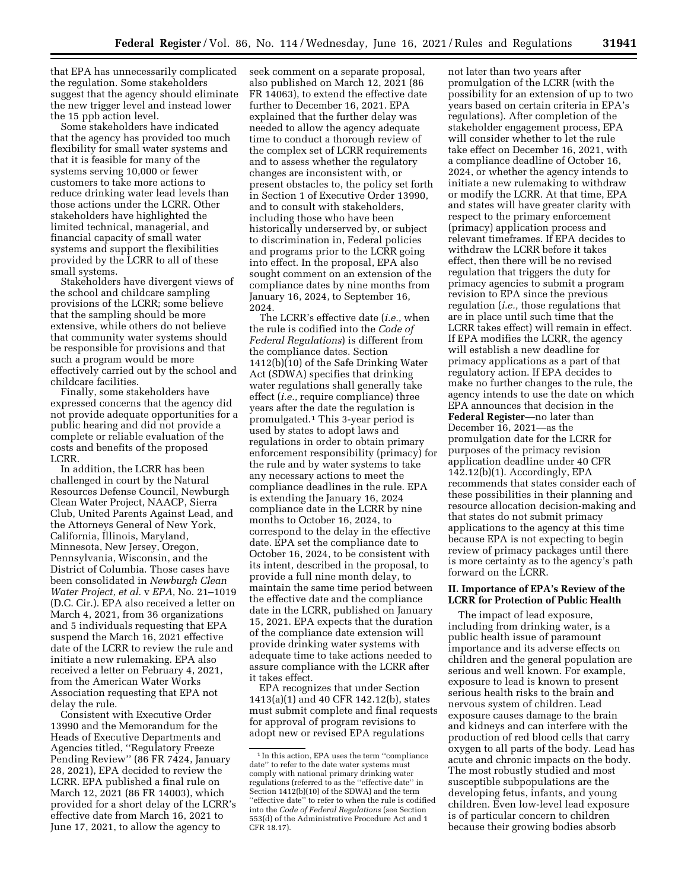that EPA has unnecessarily complicated the regulation. Some stakeholders suggest that the agency should eliminate the new trigger level and instead lower the 15 ppb action level.

Some stakeholders have indicated that the agency has provided too much flexibility for small water systems and that it is feasible for many of the systems serving 10,000 or fewer customers to take more actions to reduce drinking water lead levels than those actions under the LCRR. Other stakeholders have highlighted the limited technical, managerial, and financial capacity of small water systems and support the flexibilities provided by the LCRR to all of these small systems.

Stakeholders have divergent views of the school and childcare sampling provisions of the LCRR; some believe that the sampling should be more extensive, while others do not believe that community water systems should be responsible for provisions and that such a program would be more effectively carried out by the school and childcare facilities.

Finally, some stakeholders have expressed concerns that the agency did not provide adequate opportunities for a public hearing and did not provide a complete or reliable evaluation of the costs and benefits of the proposed LCRR.

In addition, the LCRR has been challenged in court by the Natural Resources Defense Council, Newburgh Clean Water Project, NAACP, Sierra Club, United Parents Against Lead, and the Attorneys General of New York, California, Illinois, Maryland, Minnesota, New Jersey, Oregon, Pennsylvania, Wisconsin, and the District of Columbia. Those cases have been consolidated in *Newburgh Clean Water Project, et al.* v *EPA,* No. 21–1019 (D.C. Cir.). EPA also received a letter on March 4, 2021, from 36 organizations and 5 individuals requesting that EPA suspend the March 16, 2021 effective date of the LCRR to review the rule and initiate a new rulemaking. EPA also received a letter on February 4, 2021, from the American Water Works Association requesting that EPA not delay the rule.

Consistent with Executive Order 13990 and the Memorandum for the Heads of Executive Departments and Agencies titled, ''Regulatory Freeze Pending Review'' (86 FR 7424, January 28, 2021), EPA decided to review the LCRR. EPA published a final rule on March 12, 2021 (86 FR 14003), which provided for a short delay of the LCRR's effective date from March 16, 2021 to June 17, 2021, to allow the agency to seek comment on a separate proposal, also published on March 12, 2021 (86 FR 14063), to extend the effective date further to December 16, 2021. EPA explained that the further delay was needed to allow the agency adequate time to conduct a thorough review of the complex set of LCRR requirements and to assess whether the regulatory changes are inconsistent with, or present obstacles to, the policy set forth in Section 1 of Executive Order 13990, and to consult with stakeholders, including those who have been historically underserved by, or subject to discrimination in, Federal policies and programs prior to the LCRR going into effect. In the proposal, EPA also sought comment on an extension of the compliance dates by nine months from January 16, 2024, to September 16, 2024.

The LCRR's effective date (*i.e.,* when the rule is codified into the *Code of Federal Regulations*) is different from the compliance dates. Section 1412(b)(10) of the Safe Drinking Water Act (SDWA) specifies that drinking water regulations shall generally take effect (*i.e.,* require compliance) three years after the date the regulation is promulgated.[1] This 3-year period is used by states to adopt laws and regulations in order to obtain primary enforcement responsibility (primacy) for the rule and by water systems to take any necessary actions to meet the compliance deadlines in the rule. EPA is extending the January 16, 2024 compliance date in the LCRR by nine months to October 16, 2024, to correspond to the delay in the effective date. EPA set the compliance date to October 16, 2024, to be consistent with its intent, described in the proposal, to provide a full nine month delay, to maintain the same time period between the effective date and the compliance date in the LCRR, published on January 15, 2021. EPA expects that the duration of the compliance date extension will provide drinking water systems with adequate time to take actions needed to assure compliance with the LCRR after it takes effect.

EPA recognizes that under Section 1413(a)(1) and 40 CFR 142.12(b), states must submit complete and final requests for approval of program revisions to adopt new or revised EPA regulations not later than two years after promulgation of the LCRR (with the possibility for an extension of up to two years based on certain criteria in EPA's regulations). After completion of the stakeholder engagement process, EPA will consider whether to let the rule take effect on December 16, 2021, with a compliance deadline of October 16, 2024, or whether the agency intends to initiate a new rulemaking to withdraw or modify the LCRR. At that time, EPA and states will have greater clarity with respect to the primary enforcement (primacy) application process and relevant timeframes. If EPA decides to withdraw the LCRR before it takes effect, then there will be no revised regulation that triggers the duty for primacy agencies to submit a program revision to EPA since the previous regulation (*i.e.,* those regulations that are in place until such time that the LCRR takes effect) will remain in effect. If EPA modifies the LCRR, the agency will establish a new deadline for primacy applications as a part of that regulatory action. If EPA decides to make no further changes to the rule, the agency intends to use the date on which EPA announces that decision in the **Federal Register**—no later than December 16, 2021—as the promulgation date for the LCRR for purposes of the primacy revision application deadline under 40 CFR 142.12(b)(1). Accordingly, EPA recommends that states consider each of these possibilities in their planning and resource allocation decision-making and that states do not submit primacy applications to the agency at this time because EPA is not expecting to begin review of primacy packages until there is more certainty as to the agency's path forward on the LCRR.

## II. Importance of EPA's Review of the LCRR for Protection of Public Health

The impact of lead exposure, including from drinking water, is a public health issue of paramount importance and its adverse effects on children and the general population are serious and well known. For example, exposure to lead is known to present serious health risks to the brain and nervous system of children. Lead exposure causes damage to the brain and kidneys and can interfere with the production of red blood cells that carry oxygen to all parts of the body. Lead has acute and chronic impacts on the body. The most robustly studied and most susceptible subpopulations are the developing fetus, infants, and young children. Even low-level lead exposure is of particular concern to children because their growing bodies absorb

[1] In this action, EPA uses the term ''compliance date'' to refer to the date water systems must comply with national primary drinking water regulations (referred to as the ''effective date'' in Section 1412(b)(10) of the SDWA) and the term ''effective date'' to refer to when the rule is codified into the *Code of Federal Regulations* (see Section 553(d) of the Administrative Procedure Act and 1 CFR 18.17).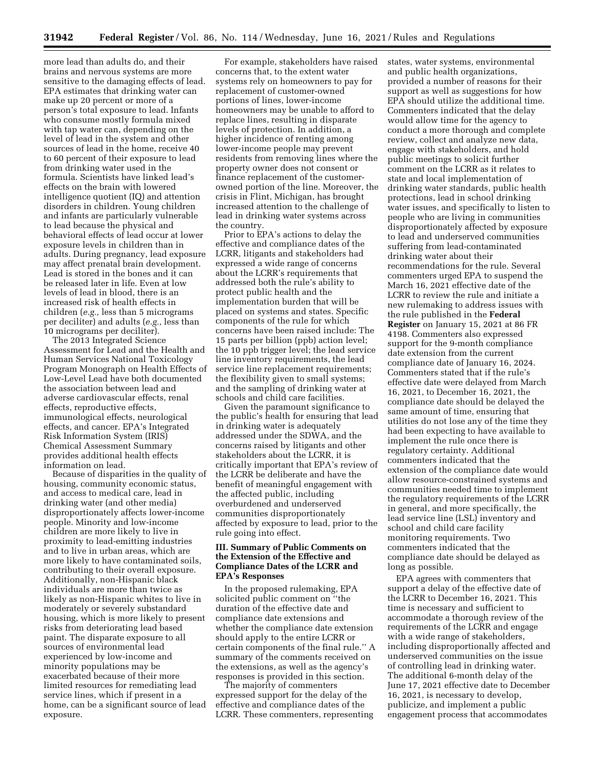more lead than adults do, and their brains and nervous systems are more sensitive to the damaging effects of lead. EPA estimates that drinking water can make up 20 percent or more of a person's total exposure to lead. Infants who consume mostly formula mixed with tap water can, depending on the level of lead in the system and other sources of lead in the home, receive 40 to 60 percent of their exposure to lead from drinking water used in the formula. Scientists have linked lead's effects on the brain with lowered intelligence quotient (IQ) and attention disorders in children. Young children and infants are particularly vulnerable to lead because the physical and behavioral effects of lead occur at lower exposure levels in children than in adults. During pregnancy, lead exposure may affect prenatal brain development. Lead is stored in the bones and it can be released later in life. Even at low levels of lead in blood, there is an increased risk of health effects in children (*e.g.,* less than 5 micrograms per deciliter) and adults (*e.g.,* less than 10 micrograms per deciliter).

The 2013 Integrated Science Assessment for Lead and the Health and Human Services National Toxicology Program Monograph on Health Effects of Low-Level Lead have both documented the association between lead and adverse cardiovascular effects, renal effects, reproductive effects, immunological effects, neurological effects, and cancer. EPA's Integrated Risk Information System (IRIS) Chemical Assessment Summary provides additional health effects information on lead.

Because of disparities in the quality of housing, community economic status, and access to medical care, lead in drinking water (and other media) disproportionately affects lower-income people. Minority and low-income children are more likely to live in proximity to lead-emitting industries and to live in urban areas, which are more likely to have contaminated soils, contributing to their overall exposure. Additionally, non-Hispanic black individuals are more than twice as likely as non-Hispanic whites to live in moderately or severely substandard housing, which is more likely to present risks from deteriorating lead based paint. The disparate exposure to all sources of environmental lead experienced by low-income and minority populations may be exacerbated because of their more limited resources for remediating lead service lines, which if present in a home, can be a significant source of lead exposure.

For example, stakeholders have raised concerns that, to the extent water systems rely on homeowners to pay for replacement of customer-owned portions of lines, lower-income homeowners may be unable to afford to replace lines, resulting in disparate levels of protection. In addition, a higher incidence of renting among lower-income people may prevent residents from removing lines where the property owner does not consent or finance replacement of the customer-owned portion of the line. Moreover, the crisis in Flint, Michigan, has brought increased attention to the challenge of lead in drinking water systems across the country.

Prior to EPA's actions to delay the effective and compliance dates of the LCRR, litigants and stakeholders had expressed a wide range of concerns about the LCRR's requirements that addressed both the rule's ability to protect public health and the implementation burden that will be placed on systems and states. Specific components of the rule for which concerns have been raised include: The 15 parts per billion (ppb) action level; the 10 ppb trigger level; the lead service line inventory requirements, the lead service line replacement requirements; the flexibility given to small systems; and the sampling of drinking water at schools and child care facilities.

Given the paramount significance to the public's health for ensuring that lead in drinking water is adequately addressed under the SDWA, and the concerns raised by litigants and other stakeholders about the LCRR, it is critically important that EPA's review of the LCRR be deliberate and have the benefit of meaningful engagement with the affected public, including overburdened and underserved communities disproportionately affected by exposure to lead, prior to the rule going into effect.

## III. Summary of Public Comments on the Extension of the Effective and Compliance Dates of the LCRR and EPA's Responses

In the proposed rulemaking, EPA solicited public comment on "the duration of the effective date and compliance date extensions and whether the compliance date extension should apply to the entire LCRR or certain components of the final rule." A summary of the comments received on the extensions, as well as the agency's responses is provided in this section.

The majority of commenters expressed support for the delay of the effective and compliance dates of the LCRR. These commenters, representing states, water systems, environmental and public health organizations, provided a number of reasons for their support as well as suggestions for how EPA should utilize the additional time. Commenters indicated that the delay would allow time for the agency to conduct a more thorough and complete review, collect and analyze new data, engage with stakeholders, and hold public meetings to solicit further comment on the LCRR as it relates to state and local implementation of drinking water standards, public health protections, lead in school drinking water issues, and specifically to listen to people who are living in communities disproportionately affected by exposure to lead and underserved communities suffering from lead-contaminated drinking water about their recommendations for the rule. Several commenters urged EPA to suspend the March 16, 2021 effective date of the LCRR to review the rule and initiate a new rulemaking to address issues with the rule published in the **Federal Register** on January 15, 2021 at 86 FR 4198. Commenters also expressed support for the 9-month compliance date extension from the current compliance date of January 16, 2024. Commenters stated that if the rule's effective date were delayed from March 16, 2021, to December 16, 2021, the compliance date should be delayed the same amount of time, ensuring that utilities do not lose any of the time they had been expecting to have available to implement the rule once there is regulatory certainty. Additional commenters indicated that the extension of the compliance date would allow resource-constrained systems and communities needed time to implement the regulatory requirements of the LCRR in general, and more specifically, the lead service line (LSL) inventory and school and child care facility monitoring requirements. Two commenters indicated that the compliance date should be delayed as long as possible.

EPA agrees with commenters that support a delay of the effective date of the LCRR to December 16, 2021. This time is necessary and sufficient to accommodate a thorough review of the requirements of the LCRR and engage with a wide range of stakeholders, including disproportionally affected and underserved communities on the issue of controlling lead in drinking water. The additional 6-month delay of the June 17, 2021 effective date to December 16, 2021, is necessary to develop, publicize, and implement a public engagement process that accommodates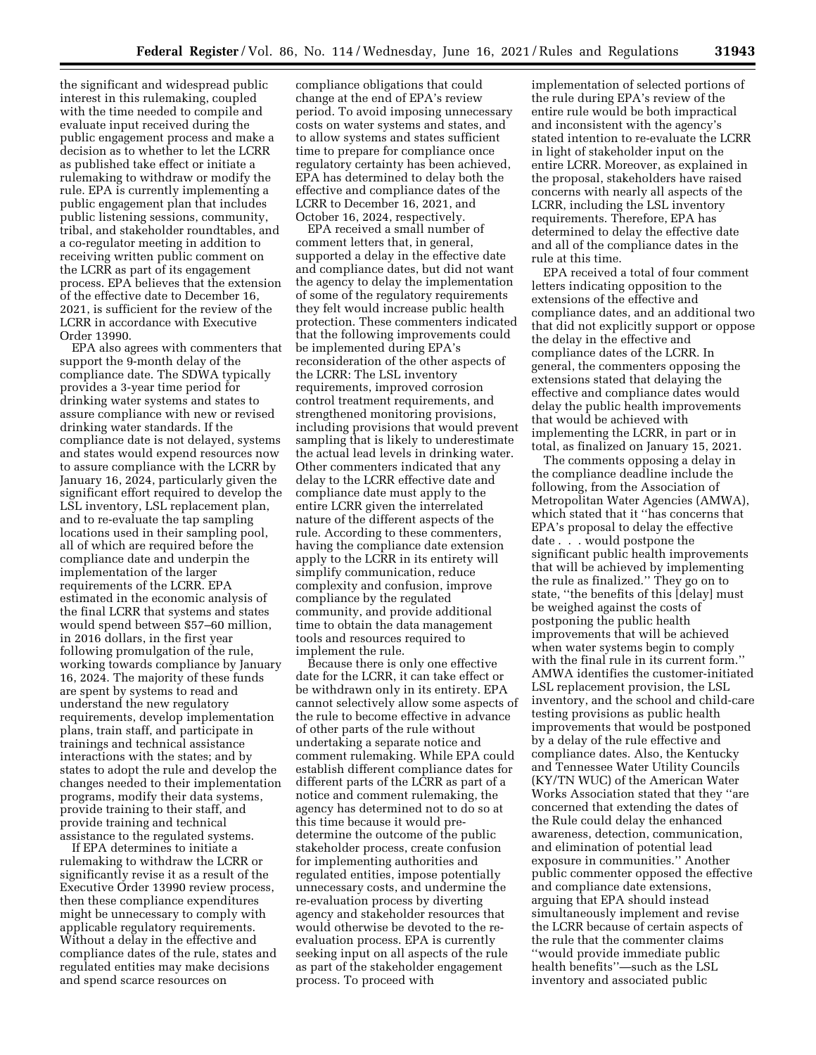the significant and widespread public interest in this rulemaking, coupled with the time needed to compile and evaluate input received during the public engagement process and make a decision as to whether to let the LCRR as published take effect or initiate a rulemaking to withdraw or modify the rule. EPA is currently implementing a public engagement plan that includes public listening sessions, community, tribal, and stakeholder roundtables, and a co-regulator meeting in addition to receiving written public comment on the LCRR as part of its engagement process. EPA believes that the extension of the effective date to December 16, 2021, is sufficient for the review of the LCRR in accordance with Executive Order 13990.

EPA also agrees with commenters that support the 9-month delay of the compliance date. The SDWA typically provides a 3-year time period for drinking water systems and states to assure compliance with new or revised drinking water standards. If the compliance date is not delayed, systems and states would expend resources now to assure compliance with the LCRR by January 16, 2024, particularly given the significant effort required to develop the LSL inventory, LSL replacement plan, and to re-evaluate the tap sampling locations used in their sampling pool, all of which are required before the compliance date and underpin the implementation of the larger requirements of the LCRR. EPA estimated in the economic analysis of the final LCRR that systems and states would spend between $57–60 million, in 2016 dollars, in the first year following promulgation of the rule, working towards compliance by January 16, 2024. The majority of these funds are spent by systems to read and understand the new regulatory requirements, develop implementation plans, train staff, and participate in trainings and technical assistance interactions with the states; and by states to adopt the rule and develop the changes needed to their implementation programs, modify their data systems, provide training to their staff, and provide training and technical assistance to the regulated systems.

If EPA determines to initiate a rulemaking to withdraw the LCRR or significantly revise it as a result of the Executive Order 13990 review process, then these compliance expenditures might be unnecessary to comply with applicable regulatory requirements. Without a delay in the effective and compliance dates of the rule, states and regulated entities may make decisions and spend scarce resources on compliance obligations that could change at the end of EPA's review period. To avoid imposing unnecessary costs on water systems and states, and to allow systems and states sufficient time to prepare for compliance once regulatory certainty has been achieved, EPA has determined to delay both the effective and compliance dates of the LCRR to December 16, 2021, and October 16, 2024, respectively.

EPA received a small number of comment letters that, in general, supported a delay in the effective date and compliance dates, but did not want the agency to delay the implementation of some of the regulatory requirements they felt would increase public health protection. These commenters indicated that the following improvements could be implemented during EPA's reconsideration of the other aspects of the LCRR: The LSL inventory requirements, improved corrosion control treatment requirements, and strengthened monitoring provisions, including provisions that would prevent sampling that is likely to underestimate the actual lead levels in drinking water. Other commenters indicated that any delay to the LCRR effective date and compliance date must apply to the entire LCRR given the interrelated nature of the different aspects of the rule. According to these commenters, having the compliance date extension apply to the LCRR in its entirety will simplify communication, reduce complexity and confusion, improve compliance by the regulated community, and provide additional time to obtain the data management tools and resources required to implement the rule.

Because there is only one effective date for the LCRR, it can take effect or be withdrawn only in its entirety. EPA cannot selectively allow some aspects of the rule to become effective in advance of other parts of the rule without undertaking a separate notice and comment rulemaking. While EPA could establish different compliance dates for different parts of the LCRR as part of a notice and comment rulemaking, the agency has determined not to do so at this time because it would pre-determine the outcome of the public stakeholder process, create confusion for implementing authorities and regulated entities, impose potentially unnecessary costs, and undermine the re-evaluation process by diverting agency and stakeholder resources that would otherwise be devoted to the re-evaluation process. EPA is currently seeking input on all aspects of the rule as part of the stakeholder engagement process. To proceed with implementation of selected portions of the rule during EPA's review of the entire rule would be both impractical and inconsistent with the agency's stated intention to re-evaluate the LCRR in light of stakeholder input on the entire LCRR. Moreover, as explained in the proposal, stakeholders have raised concerns with nearly all aspects of the LCRR, including the LSL inventory requirements. Therefore, EPA has determined to delay the effective date and all of the compliance dates in the rule at this time.

EPA received a total of four comment letters indicating opposition to the extensions of the effective and compliance dates, and an additional two that did not explicitly support or oppose the delay in the effective and compliance dates of the LCRR. In general, the commenters opposing the extensions stated that delaying the effective and compliance dates would delay the public health improvements that would be achieved with implementing the LCRR, in part or in total, as finalized on January 15, 2021.

The comments opposing a delay in the compliance deadline include the following, from the Association of Metropolitan Water Agencies (AMWA), which stated that it ''has concerns that EPA's proposal to delay the effective date . . . would postpone the significant public health improvements that will be achieved by implementing the rule as finalized.'' They go on to state, ''the benefits of this [delay] must be weighed against the costs of postponing the public health improvements that will be achieved when water systems begin to comply with the final rule in its current form.'' AMWA identifies the customer-initiated LSL replacement provision, the LSL inventory, and the school and child-care testing provisions as public health improvements that would be postponed by a delay of the rule effective and compliance dates. Also, the Kentucky and Tennessee Water Utility Councils (KY/TN WUC) of the American Water Works Association stated that they ''are concerned that extending the dates of the Rule could delay the enhanced awareness, detection, communication, and elimination of potential lead exposure in communities.'' Another public commenter opposed the effective and compliance date extensions, arguing that EPA should instead simultaneously implement and revise the LCRR because of certain aspects of the rule that the commenter claims ''would provide immediate public health benefits''—such as the LSL inventory and associated public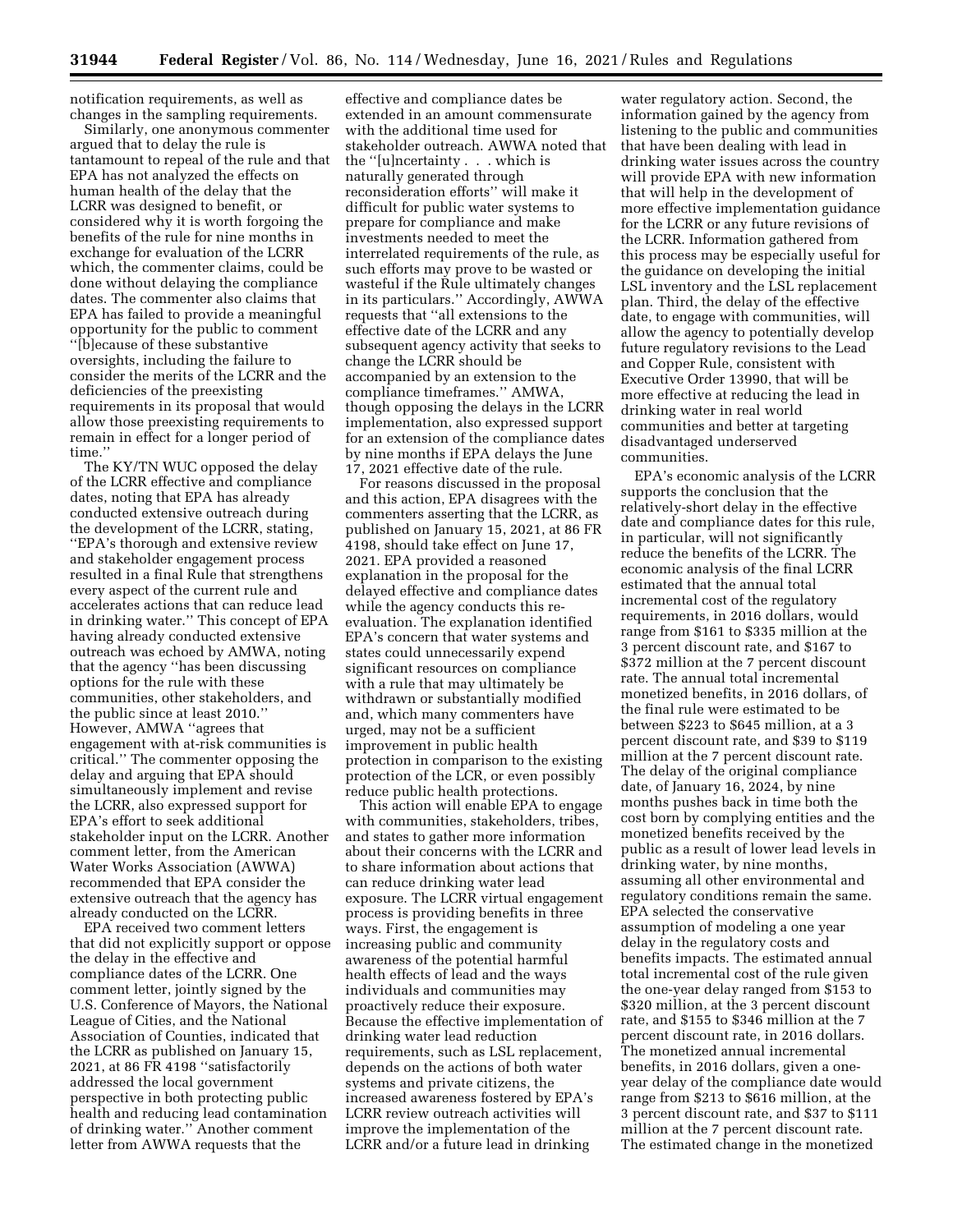notification requirements, as well as changes in the sampling requirements.

Similarly, one anonymous commenter argued that to delay the rule is tantamount to repeal of the rule and that EPA has not analyzed the effects on human health of the delay that the LCRR was designed to benefit, or considered why it is worth forgoing the benefits of the rule for nine months in exchange for evaluation of the LCRR which, the commenter claims, could be done without delaying the compliance dates. The commenter also claims that EPA has failed to provide a meaningful opportunity for the public to comment ''[b]ecause of these substantive oversights, including the failure to consider the merits of the LCRR and the deficiencies of the preexisting requirements in its proposal that would allow those preexisting requirements to remain in effect for a longer period of time.''

The KY/TN WUC opposed the delay of the LCRR effective and compliance dates, noting that EPA has already conducted extensive outreach during the development of the LCRR, stating, ''EPA's thorough and extensive review and stakeholder engagement process resulted in a final Rule that strengthens every aspect of the current rule and accelerates actions that can reduce lead in drinking water.'' This concept of EPA having already conducted extensive outreach was echoed by AMWA, noting that the agency ''has been discussing options for the rule with these communities, other stakeholders, and the public since at least 2010.'' However, AMWA ''agrees that engagement with at-risk communities is critical.'' The commenter opposing the delay and arguing that EPA should simultaneously implement and revise the LCRR, also expressed support for EPA's effort to seek additional stakeholder input on the LCRR. Another comment letter, from the American Water Works Association (AWWA) recommended that EPA consider the extensive outreach that the agency has already conducted on the LCRR.

EPA received two comment letters that did not explicitly support or oppose the delay in the effective and compliance dates of the LCRR. One comment letter, jointly signed by the U.S. Conference of Mayors, the National League of Cities, and the National Association of Counties, indicated that the LCRR as published on January 15, 2021, at 86 FR 4198 ''satisfactorily addressed the local government perspective in both protecting public health and reducing lead contamination of drinking water.'' Another comment letter from AWWA requests that the effective and compliance dates be extended in an amount commensurate with the additional time used for stakeholder outreach. AWWA noted that the ''[u]ncertainty . . . which is naturally generated through reconsideration efforts'' will make it difficult for public water systems to prepare for compliance and make investments needed to meet the interrelated requirements of the rule, as such efforts may prove to be wasted or wasteful if the Rule ultimately changes in its particulars.'' Accordingly, AWWA requests that ''all extensions to the effective date of the LCRR and any subsequent agency activity that seeks to change the LCRR should be accompanied by an extension to the compliance timeframes.'' AMWA, though opposing the delays in the LCRR implementation, also expressed support for an extension of the compliance dates by nine months if EPA delays the June 17, 2021 effective date of the rule.

For reasons discussed in the proposal and this action, EPA disagrees with the commenters asserting that the LCRR, as published on January 15, 2021, at 86 FR 4198, should take effect on June 17, 2021. EPA provided a reasoned explanation in the proposal for the delayed effective and compliance dates while the agency conducts this re-evaluation. The explanation identified EPA's concern that water systems and states could unnecessarily expend significant resources on compliance with a rule that may ultimately be withdrawn or substantially modified and, which many commenters have urged, may not be a sufficient improvement in public health protection in comparison to the existing protection of the LCR, or even possibly reduce public health protections.

This action will enable EPA to engage with communities, stakeholders, tribes, and states to gather more information about their concerns with the LCRR and to share information about actions that can reduce drinking water lead exposure. The LCRR virtual engagement process is providing benefits in three ways. First, the engagement is increasing public and community awareness of the potential harmful health effects of lead and the ways individuals and communities may proactively reduce their exposure. Because the effective implementation of drinking water lead reduction requirements, such as LSL replacement, depends on the actions of both water systems and private citizens, the increased awareness fostered by EPA's LCRR review outreach activities will improve the implementation of the LCRR and/or a future lead in drinking water regulatory action. Second, the information gained by the agency from listening to the public and communities that have been dealing with lead in drinking water issues across the country will provide EPA with new information that will help in the development of more effective implementation guidance for the LCRR or any future revisions of the LCRR. Information gathered from this process may be especially useful for the guidance on developing the initial LSL inventory and the LSL replacement plan. Third, the delay of the effective date, to engage with communities, will allow the agency to potentially develop future regulatory revisions to the Lead and Copper Rule, consistent with Executive Order 13990, that will be more effective at reducing the lead in drinking water in real world communities and better at targeting disadvantaged underserved communities.

EPA's economic analysis of the LCRR supports the conclusion that the relatively-short delay in the effective date and compliance dates for this rule, in particular, will not significantly reduce the benefits of the LCRR. The economic analysis of the final LCRR estimated that the annual total incremental cost of the regulatory requirements, in 2016 dollars, would range from \$161 to \$335 million at the 3 percent discount rate, and \$167 to \$372 million at the 7 percent discount rate. The annual total incremental monetized benefits, in 2016 dollars, of the final rule were estimated to be between \$223 to \$645 million, at a 3 percent discount rate, and \$39 to \$119 million at the 7 percent discount rate. The delay of the original compliance date, of January 16, 2024, by nine months pushes back in time both the cost born by complying entities and the monetized benefits received by the public as a result of lower lead levels in drinking water, by nine months, assuming all other environmental and regulatory conditions remain the same. EPA selected the conservative assumption of modeling a one year delay in the regulatory costs and benefits impacts. The estimated annual total incremental cost of the rule given the one-year delay ranged from \$153 to \$320 million, at the 3 percent discount rate, and \$155 to \$346 million at the 7 percent discount rate, in 2016 dollars. The monetized annual incremental benefits, in 2016 dollars, given a one-year delay of the compliance date would range from \$213 to \$616 million, at the 3 percent discount rate, and \$37 to \$111 million at the 7 percent discount rate. The estimated change in the monetized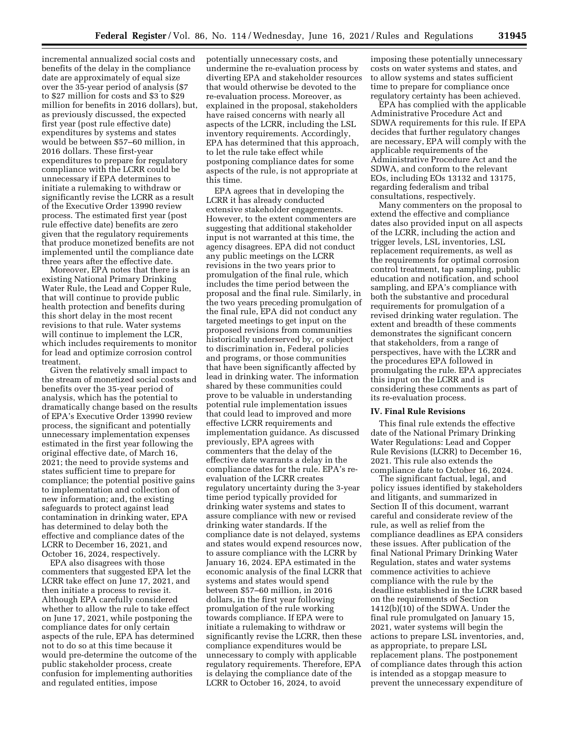incremental annualized social costs and benefits of the delay in the compliance date are approximately of equal size over the 35-year period of analysis ($7 to $27 million for costs and $3 to $29 million for benefits in 2016 dollars), but, as previously discussed, the expected first year (post rule effective date) expenditures by systems and states would be between $57–60 million, in 2016 dollars. These first-year expenditures to prepare for regulatory compliance with the LCRR could be unnecessary if EPA determines to initiate a rulemaking to withdraw or significantly revise the LCRR as a result of the Executive Order 13990 review process. The estimated first year (post rule effective date) benefits are zero given that the regulatory requirements that produce monetized benefits are not implemented until the compliance date three years after the effective date.

Moreover, EPA notes that there is an existing National Primary Drinking Water Rule, the Lead and Copper Rule, that will continue to provide public health protection and benefits during this short delay in the most recent revisions to that rule. Water systems will continue to implement the LCR, which includes requirements to monitor for lead and optimize corrosion control treatment.

Given the relatively small impact to the stream of monetized social costs and benefits over the 35-year period of analysis, which has the potential to dramatically change based on the results of EPA's Executive Order 13990 review process, the significant and potentially unnecessary implementation expenses estimated in the first year following the original effective date, of March 16, 2021; the need to provide systems and states sufficient time to prepare for compliance; the potential positive gains to implementation and collection of new information; and, the existing safeguards to protect against lead contamination in drinking water, EPA has determined to delay both the effective and compliance dates of the LCRR to December 16, 2021, and October 16, 2024, respectively.

EPA also disagrees with those commenters that suggested EPA let the LCRR take effect on June 17, 2021, and then initiate a process to revise it. Although EPA carefully considered whether to allow the rule to take effect on June 17, 2021, while postponing the compliance dates for only certain aspects of the rule, EPA has determined not to do so at this time because it would pre-determine the outcome of the public stakeholder process, create confusion for implementing authorities and regulated entities, impose potentially unnecessary costs, and undermine the re-evaluation process by diverting EPA and stakeholder resources that would otherwise be devoted to the re-evaluation process. Moreover, as explained in the proposal, stakeholders have raised concerns with nearly all aspects of the LCRR, including the LSL inventory requirements. Accordingly, EPA has determined that this approach, to let the rule take effect while postponing compliance dates for some aspects of the rule, is not appropriate at this time.

EPA agrees that in developing the LCRR it has already conducted extensive stakeholder engagements. However, to the extent commenters are suggesting that additional stakeholder input is not warranted at this time, the agency disagrees. EPA did not conduct any public meetings on the LCRR revisions in the two years prior to promulgation of the final rule, which includes the time period between the proposal and the final rule. Similarly, in the two years preceding promulgation of the final rule, EPA did not conduct any targeted meetings to get input on the proposed revisions from communities historically underserved by, or subject to discrimination in, Federal policies and programs, or those communities that have been significantly affected by lead in drinking water. The information shared by these communities could prove to be valuable in understanding potential rule implementation issues that could lead to improved and more effective LCRR requirements and implementation guidance. As discussed previously, EPA agrees with commenters that the delay of the effective date warrants a delay in the compliance dates for the rule. EPA's re-evaluation of the LCRR creates regulatory uncertainty during the 3-year time period typically provided for drinking water systems and states to assure compliance with new or revised drinking water standards. If the compliance date is not delayed, systems and states would expend resources now, to assure compliance with the LCRR by January 16, 2024. EPA estimated in the economic analysis of the final LCRR that systems and states would spend between $57–60 million, in 2016 dollars, in the first year following promulgation of the rule working towards compliance. If EPA were to initiate a rulemaking to withdraw or significantly revise the LCRR, then these compliance expenditures would be unnecessary to comply with applicable regulatory requirements. Therefore, EPA is delaying the compliance date of the LCRR to October 16, 2024, to avoid imposing these potentially unnecessary costs on water systems and states, and to allow systems and states sufficient time to prepare for compliance once regulatory certainty has been achieved.

EPA has complied with the applicable Administrative Procedure Act and SDWA requirements for this rule. If EPA decides that further regulatory changes are necessary, EPA will comply with the applicable requirements of the Administrative Procedure Act and the SDWA, and conform to the relevant EOs, including EOs 13132 and 13175, regarding federalism and tribal consultations, respectively.

Many commenters on the proposal to extend the effective and compliance dates also provided input on all aspects of the LCRR, including the action and trigger levels, LSL inventories, LSL replacement requirements, as well as the requirements for optimal corrosion control treatment, tap sampling, public education and notification, and school sampling, and EPA's compliance with both the substantive and procedural requirements for promulgation of a revised drinking water regulation. The extent and breadth of these comments demonstrates the significant concern that stakeholders, from a range of perspectives, have with the LCRR and the procedures EPA followed in promulgating the rule. EPA appreciates this input on the LCRR and is considering these comments as part of its re-evaluation process.

## IV. Final Rule Revisions

This final rule extends the effective date of the National Primary Drinking Water Regulations: Lead and Copper Rule Revisions (LCRR) to December 16, 2021. This rule also extends the compliance date to October 16, 2024.

The significant factual, legal, and policy issues identified by stakeholders and litigants, and summarized in Section II of this document, warrant careful and considerate review of the rule, as well as relief from the compliance deadlines as EPA considers these issues. After publication of the final National Primary Drinking Water Regulation, states and water systems commence activities to achieve compliance with the rule by the deadline established in the LCRR based on the requirements of Section 1412(b)(10) of the SDWA. Under the final rule promulgated on January 15, 2021, water systems will begin the actions to prepare LSL inventories, and, as appropriate, to prepare LSL replacement plans. The postponement of compliance dates through this action is intended as a stopgap measure to prevent the unnecessary expenditure of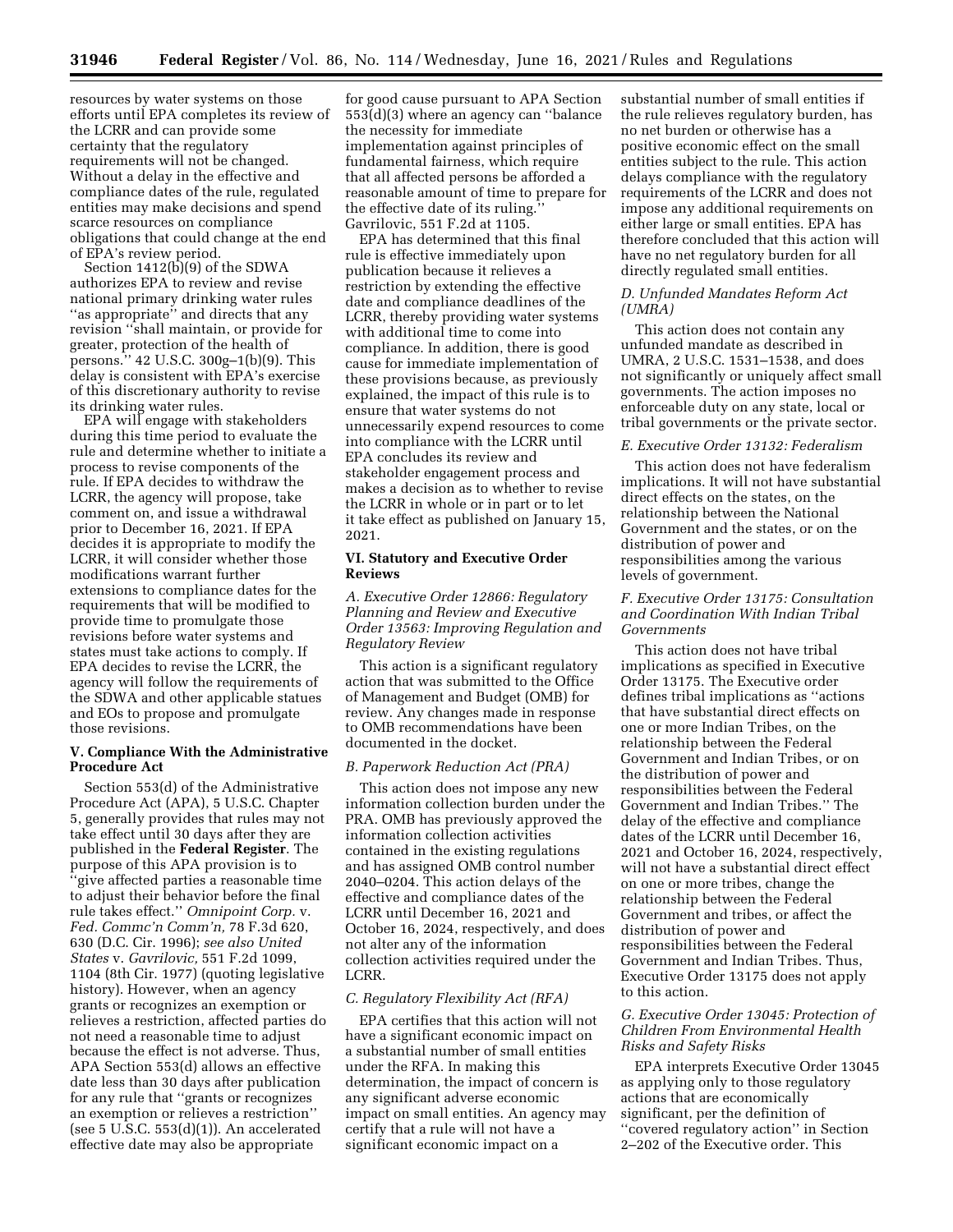resources by water systems on those efforts until EPA completes its review of the LCRR and can provide some certainty that the regulatory requirements will not be changed. Without a delay in the effective and compliance dates of the rule, regulated entities may make decisions and spend scarce resources on compliance obligations that could change at the end of EPA's review period.

Section 1412(b)(9) of the SDWA authorizes EPA to review and revise national primary drinking water rules "as appropriate" and directs that any revision "shall maintain, or provide for greater, protection of the health of persons." 42 U.S.C. 300g–1(b)(9). This delay is consistent with EPA's exercise of this discretionary authority to revise its drinking water rules.

EPA will engage with stakeholders during this time period to evaluate the rule and determine whether to initiate a process to revise components of the rule. If EPA decides to withdraw the LCRR, the agency will propose, take comment on, and issue a withdrawal prior to December 16, 2021. If EPA decides it is appropriate to modify the LCRR, it will consider whether those modifications warrant further extensions to compliance dates for the requirements that will be modified to provide time to promulgate those revisions before water systems and states must take actions to comply. If EPA decides to revise the LCRR, the agency will follow the requirements of the SDWA and other applicable statues and EOs to propose and promulgate those revisions.

## V. Compliance With the Administrative Procedure Act

Section 553(d) of the Administrative Procedure Act (APA), 5 U.S.C. Chapter 5, generally provides that rules may not take effect until 30 days after they are published in the **Federal Register**. The purpose of this APA provision is to "give affected parties a reasonable time to adjust their behavior before the final rule takes effect." *Omnipoint Corp.* v. *Fed. Commc'n Comm'n,* 78 F.3d 620, 630 (D.C. Cir. 1996); *see also United States* v. *Gavrilovic,* 551 F.2d 1099, 1104 (8th Cir. 1977) (quoting legislative history). However, when an agency grants or recognizes an exemption or relieves a restriction, affected parties do not need a reasonable time to adjust because the effect is not adverse. Thus, APA Section 553(d) allows an effective date less than 30 days after publication for any rule that "grants or recognizes an exemption or relieves a restriction" (see 5 U.S.C. 553(d)(1)). An accelerated effective date may also be appropriate for good cause pursuant to APA Section 553(d)(3) where an agency can "balance the necessity for immediate implementation against principles of fundamental fairness, which require that all affected persons be afforded a reasonable amount of time to prepare for the effective date of its ruling." Gavrilovic, 551 F.2d at 1105.

EPA has determined that this final rule is effective immediately upon publication because it relieves a restriction by extending the effective date and compliance deadlines of the LCRR, thereby providing water systems with additional time to come into compliance. In addition, there is good cause for immediate implementation of these provisions because, as previously explained, the impact of this rule is to ensure that water systems do not unnecessarily expend resources to come into compliance with the LCRR until EPA concludes its review and stakeholder engagement process and makes a decision as to whether to revise the LCRR in whole or in part or to let it take effect as published on January 15, 2021.

## VI. Statutory and Executive Order Reviews

### *A. Executive Order 12866: Regulatory Planning and Review and Executive Order 13563: Improving Regulation and Regulatory Review*

This action is a significant regulatory action that was submitted to the Office of Management and Budget (OMB) for review. Any changes made in response to OMB recommendations have been documented in the docket.

### *B. Paperwork Reduction Act (PRA)*

This action does not impose any new information collection burden under the PRA. OMB has previously approved the information collection activities contained in the existing regulations and has assigned OMB control number 2040–0204. This action delays of the effective and compliance dates of the LCRR until December 16, 2021 and October 16, 2024, respectively, and does not alter any of the information collection activities required under the LCRR.

### *C. Regulatory Flexibility Act (RFA)*

EPA certifies that this action will not have a significant economic impact on a substantial number of small entities under the RFA. In making this determination, the impact of concern is any significant adverse economic impact on small entities. An agency may certify that a rule will not have a significant economic impact on a substantial number of small entities if the rule relieves regulatory burden, has no net burden or otherwise has a positive economic effect on the small entities subject to the rule. This action delays compliance with the regulatory requirements of the LCRR and does not impose any additional requirements on either large or small entities. EPA has therefore concluded that this action will have no net regulatory burden for all directly regulated small entities.

### *D. Unfunded Mandates Reform Act (UMRA)*

This action does not contain any unfunded mandate as described in UMRA, 2 U.S.C. 1531–1538, and does not significantly or uniquely affect small governments. The action imposes no enforceable duty on any state, local or tribal governments or the private sector.

### *E. Executive Order 13132: Federalism*

This action does not have federalism implications. It will not have substantial direct effects on the states, on the relationship between the National Government and the states, or on the distribution of power and responsibilities among the various levels of government.

### *F. Executive Order 13175: Consultation and Coordination With Indian Tribal Governments*

This action does not have tribal implications as specified in Executive Order 13175. The Executive order defines tribal implications as "actions that have substantial direct effects on one or more Indian Tribes, on the relationship between the Federal Government and Indian Tribes, or on the distribution of power and responsibilities between the Federal Government and Indian Tribes." The delay of the effective and compliance dates of the LCRR until December 16, 2021 and October 16, 2024, respectively, will not have a substantial direct effect on one or more tribes, change the relationship between the Federal Government and tribes, or affect the distribution of power and responsibilities between the Federal Government and Indian Tribes. Thus, Executive Order 13175 does not apply to this action.

### *G. Executive Order 13045: Protection of Children From Environmental Health Risks and Safety Risks*

EPA interprets Executive Order 13045 as applying only to those regulatory actions that are economically significant, per the definition of "covered regulatory action" in Section 2–202 of the Executive order. This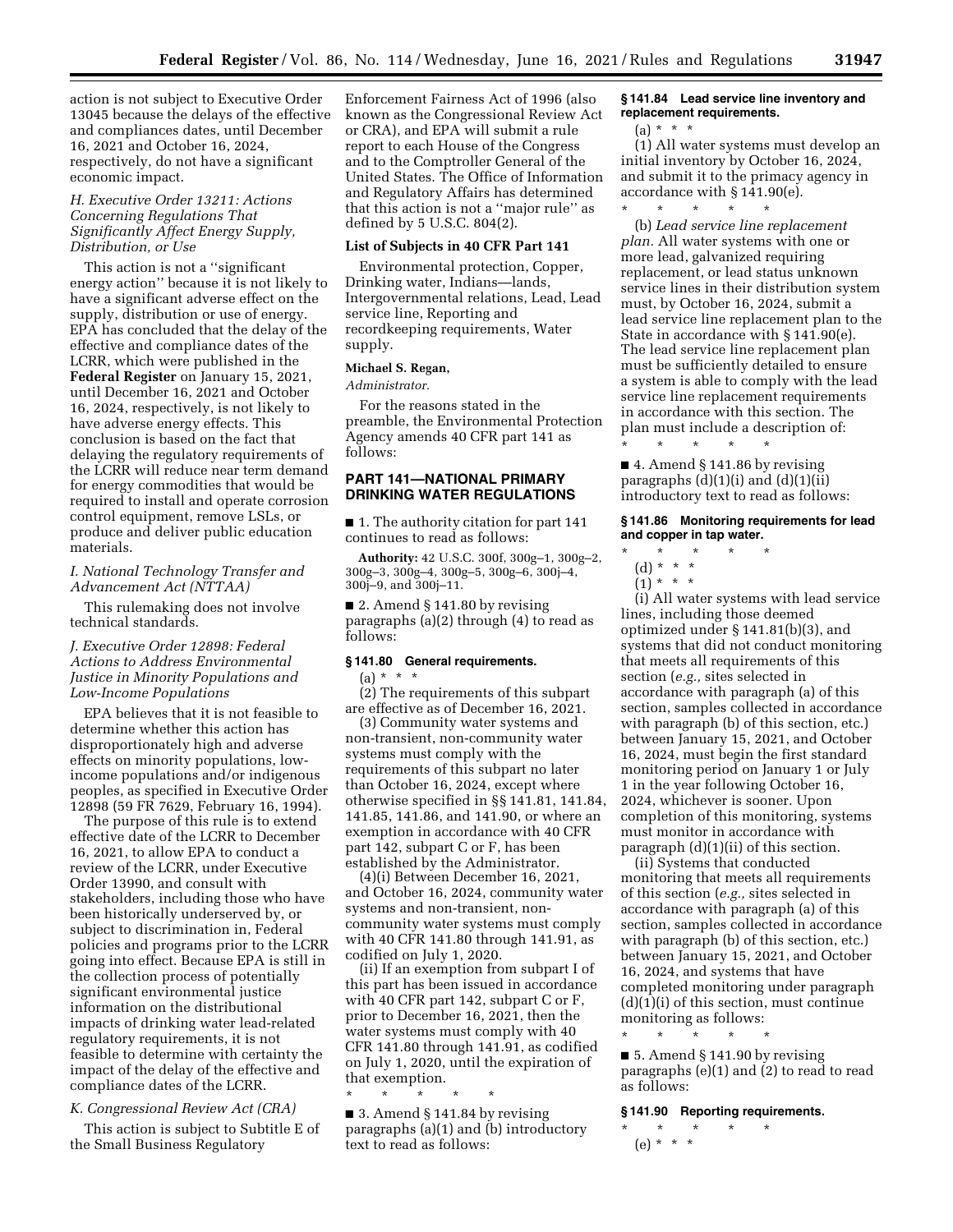action is not subject to Executive Order 13045 because the delays of the effective and compliances dates, until December 16, 2021 and October 16, 2024, respectively, do not have a significant economic impact.

### H. Executive Order 13211: Actions Concerning Regulations That Significantly Affect Energy Supply, Distribution, or Use

This action is not a ''significant energy action'' because it is not likely to have a significant adverse effect on the supply, distribution or use of energy. EPA has concluded that the delay of the effective and compliance dates of the LCRR, which were published in the **Federal Register** on January 15, 2021, until December 16, 2021 and October 16, 2024, respectively, is not likely to have adverse energy effects. This conclusion is based on the fact that delaying the regulatory requirements of the LCRR will reduce near term demand for energy commodities that would be required to install and operate corrosion control equipment, remove LSLs, or produce and deliver public education materials.

### I. National Technology Transfer and Advancement Act (NTTAA)

This rulemaking does not involve technical standards.

### J. Executive Order 12898: Federal Actions to Address Environmental Justice in Minority Populations and Low-Income Populations

EPA believes that it is not feasible to determine whether this action has disproportionately high and adverse effects on minority populations, low-income populations and/or indigenous peoples, as specified in Executive Order 12898 (59 FR 7629, February 16, 1994).

The purpose of this rule is to extend effective date of the LCRR to December 16, 2021, to allow EPA to conduct a review of the LCRR, under Executive Order 13990, and consult with stakeholders, including those who have been historically underserved by, or subject to discrimination in, Federal policies and programs prior to the LCRR going into effect. Because EPA is still in the collection process of potentially significant environmental justice information on the distributional impacts of drinking water lead-related regulatory requirements, it is not feasible to determine with certainty the impact of the delay of the effective and compliance dates of the LCRR.

### K. Congressional Review Act (CRA)

This action is subject to Subtitle E of the Small Business Regulatory Enforcement Fairness Act of 1996 (also known as the Congressional Review Act or CRA), and EPA will submit a rule report to each House of the Congress and to the Comptroller General of the United States. The Office of Information and Regulatory Affairs has determined that this action is not a ''major rule'' as defined by 5 U.S.C. 804(2).

## List of Subjects in 40 CFR Part 141

Environmental protection, Copper, Drinking water, Indians—lands, Intergovernmental relations, Lead, Lead service line, Reporting and recordkeeping requirements, Water supply.

**Michael S. Regan,**

*Administrator.*

For the reasons stated in the preamble, the Environmental Protection Agency amends 40 CFR part 141 as follows:

## PART 141—NATIONAL PRIMARY DRINKING WATER REGULATIONS

■ 1. The authority citation for part 141 continues to read as follows:

**Authority:** 42 U.S.C. 300f, 300g–1, 300g–2, 300g–3, 300g–4, 300g–5, 300g–6, 300j–4, 300j–9, and 300j–11.

■ 2. Amend § 141.80 by revising paragraphs (a)(2) through (4) to read as follows:

### § 141.80 General requirements.

(a) * * *

(2) The requirements of this subpart are effective as of December 16, 2021.

(3) Community water systems and non-transient, non-community water systems must comply with the requirements of this subpart no later than October 16, 2024, except where otherwise specified in §§ 141.81, 141.84, 141.85, 141.86, and 141.90, or where an exemption in accordance with 40 CFR part 142, subpart C or F, has been established by the Administrator.

(4)(i) Between December 16, 2021, and October 16, 2024, community water systems and non-transient, non-community water systems must comply with 40 CFR 141.80 through 141.91, as codified on July 1, 2020.

(ii) If an exemption from subpart I of this part has been issued in accordance with 40 CFR part 142, subpart C or F, prior to December 16, 2021, then the water systems must comply with 40 CFR 141.80 through 141.91, as codified on July 1, 2020, until the expiration of that exemption.

\* \* \* \* \*

■ 3. Amend § 141.84 by revising paragraphs (a)(1) and (b) introductory text to read as follows:

### § 141.84 Lead service line inventory and replacement requirements.

(a) * * *

(1) All water systems must develop an initial inventory by October 16, 2024, and submit it to the primacy agency in accordance with § 141.90(e).

\* \* \* \* \*

(b) *Lead service line replacement plan.* All water systems with one or more lead, galvanized requiring replacement, or lead status unknown service lines in their distribution system must, by October 16, 2024, submit a lead service line replacement plan to the State in accordance with § 141.90(e). The lead service line replacement plan must be sufficiently detailed to ensure a system is able to comply with the lead service line replacement requirements in accordance with this section. The plan must include a description of:

\* \* \* \* \*

■ 4. Amend § 141.86 by revising paragraphs (d)(1)(i) and (d)(1)(ii) introductory text to read as follows:

### § 141.86 Monitoring requirements for lead and copper in tap water.

\* \* \* \* \*

(d) * * *

(1) * * *

(i) All water systems with lead service lines, including those deemed optimized under § 141.81(b)(3), and systems that did not conduct monitoring that meets all requirements of this section (*e.g.,* sites selected in accordance with paragraph (a) of this section, samples collected in accordance with paragraph (b) of this section, etc.) between January 15, 2021, and October 16, 2024, must begin the first standard monitoring period on January 1 or July 1 in the year following October 16, 2024, whichever is sooner. Upon completion of this monitoring, systems must monitor in accordance with paragraph (d)(1)(ii) of this section.

(ii) Systems that conducted monitoring that meets all requirements of this section (*e.g.,* sites selected in accordance with paragraph (a) of this section, samples collected in accordance with paragraph (b) of this section, etc.) between January 15, 2021, and October 16, 2024, and systems that have completed monitoring under paragraph (d)(1)(i) of this section, must continue monitoring as follows:

\* \* \* \* \*

■ 5. Amend § 141.90 by revising paragraphs (e)(1) and (2) to read to read as follows:

### § 141.90 Reporting requirements.

\* \* \* \* \*

(e) * * *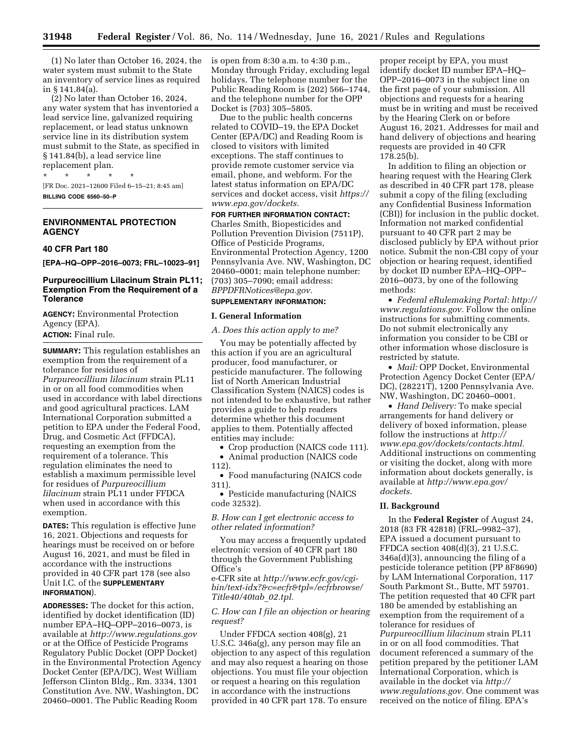(1) No later than October 16, 2024, the water system must submit to the State an inventory of service lines as required in § 141.84(a).

(2) No later than October 16, 2024, any water system that has inventoried a lead service line, galvanized requiring replacement, or lead status unknown service line in its distribution system must submit to the State, as specified in § 141.84(b), a lead service line replacement plan.

\* \* \* \* \*

[FR Doc. 2021–12600 Filed 6–15–21; 8:45 am]

**BILLING CODE 6560–50–P**

## ENVIRONMENTAL PROTECTION AGENCY

### 40 CFR Part 180

**[EPA–HQ–OPP–2016–0073; FRL–10023–91]**

### Purpureocillium Lilacinum Strain PL11; Exemption From the Requirement of a Tolerance

**AGENCY:** Environmental Protection Agency (EPA).

**ACTION:** Final rule.

**SUMMARY:** This regulation establishes an exemption from the requirement of a tolerance for residues of *Purpureocillium lilacinum* strain PL11 in or on all food commodities when used in accordance with label directions and good agricultural practices. LAM International Corporation submitted a petition to EPA under the Federal Food, Drug, and Cosmetic Act (FFDCA), requesting an exemption from the requirement of a tolerance. This regulation eliminates the need to establish a maximum permissible level for residues of *Purpureocillium lilacinum* strain PL11 under FFDCA when used in accordance with this exemption.

**DATES:** This regulation is effective June 16, 2021. Objections and requests for hearings must be received on or before August 16, 2021, and must be filed in accordance with the instructions provided in 40 CFR part 178 (see also Unit I.C. of the **SUPPLEMENTARY INFORMATION**).

**ADDRESSES:** The docket for this action, identified by docket identification (ID) number EPA–HQ–OPP–2016–0073, is available at *http://www.regulations.gov* or at the Office of Pesticide Programs Regulatory Public Docket (OPP Docket) in the Environmental Protection Agency Docket Center (EPA/DC), West William Jefferson Clinton Bldg., Rm. 3334, 1301 Constitution Ave. NW, Washington, DC 20460–0001. The Public Reading Room is open from 8:30 a.m. to 4:30 p.m., Monday through Friday, excluding legal holidays. The telephone number for the Public Reading Room is (202) 566–1744, and the telephone number for the OPP Docket is (703) 305–5805.

Due to the public health concerns related to COVID–19, the EPA Docket Center (EPA/DC) and Reading Room is closed to visitors with limited exceptions. The staff continues to provide remote customer service via email, phone, and webform. For the latest status information on EPA/DC services and docket access, visit *https://www.epa.gov/dockets.*

**FOR FURTHER INFORMATION CONTACT:** Charles Smith, Biopesticides and Pollution Prevention Division (7511P), Office of Pesticide Programs, Environmental Protection Agency, 1200 Pennsylvania Ave. NW, Washington, DC 20460–0001; main telephone number: (703) 305–7090; email address: *BPPDFRNotices@epa.gov.*

**SUPPLEMENTARY INFORMATION:**

#### I. General Information

*A. Does this action apply to me?*

You may be potentially affected by this action if you are an agricultural producer, food manufacturer, or pesticide manufacturer. The following list of North American Industrial Classification System (NAICS) codes is not intended to be exhaustive, but rather provides a guide to help readers determine whether this document applies to them. Potentially affected entities may include:

- Crop production (NAICS code 111).
- Animal production (NAICS code 112).
- Food manufacturing (NAICS code 311).
- Pesticide manufacturing (NAICS code 32532).

*B. How can I get electronic access to other related information?*

You may access a frequently updated electronic version of 40 CFR part 180 through the Government Publishing Office's e-CFR site at *http://www.ecfr.gov/cgi-bin/text-idx?&c=ecfr&tpl=/ecfrbrowse/Title40/40tab_02.tpl.*

*C. How can I file an objection or hearing request?*

Under FFDCA section 408(g), 21 U.S.C. 346a(g), any person may file an objection to any aspect of this regulation and may also request a hearing on those objections. You must file your objection or request a hearing on this regulation in accordance with the instructions provided in 40 CFR part 178. To ensure proper receipt by EPA, you must identify docket ID number EPA–HQ–OPP–2016–0073 in the subject line on the first page of your submission. All objections and requests for a hearing must be in writing and must be received by the Hearing Clerk on or before August 16, 2021. Addresses for mail and hand delivery of objections and hearing requests are provided in 40 CFR 178.25(b).

In addition to filing an objection or hearing request with the Hearing Clerk as described in 40 CFR part 178, please submit a copy of the filing (excluding any Confidential Business Information (CBI)) for inclusion in the public docket. Information not marked confidential pursuant to 40 CFR part 2 may be disclosed publicly by EPA without prior notice. Submit the non-CBI copy of your objection or hearing request, identified by docket ID number EPA–HQ–OPP–2016–0073, by one of the following methods:

- *Federal eRulemaking Portal: http://www.regulations.gov.* Follow the online instructions for submitting comments. Do not submit electronically any information you consider to be CBI or other information whose disclosure is restricted by statute.
- *Mail:* OPP Docket, Environmental Protection Agency Docket Center (EPA/DC), (28221T), 1200 Pennsylvania Ave. NW, Washington, DC 20460–0001.
- *Hand Delivery:* To make special arrangements for hand delivery or delivery of boxed information, please follow the instructions at *http://www.epa.gov/dockets/contacts.html.* Additional instructions on commenting or visiting the docket, along with more information about dockets generally, is available at *http://www.epa.gov/dockets.*

#### II. Background

In the **Federal Register** of August 24, 2018 (83 FR 42818) (FRL–9982–37), EPA issued a document pursuant to FFDCA section 408(d)(3), 21 U.S.C. 346a(d)(3), announcing the filing of a pesticide tolerance petition (PP 8F8690) by LAM International Corporation, 117 South Parkmont St., Butte, MT 59701. The petition requested that 40 CFR part 180 be amended by establishing an exemption from the requirement of a tolerance for residues of *Purpureocillium lilacinum* strain PL11 in or on all food commodities. That document referenced a summary of the petition prepared by the petitioner LAM International Corporation, which is available in the docket via *http://www.regulations.gov.* One comment was received on the notice of filing. EPA's